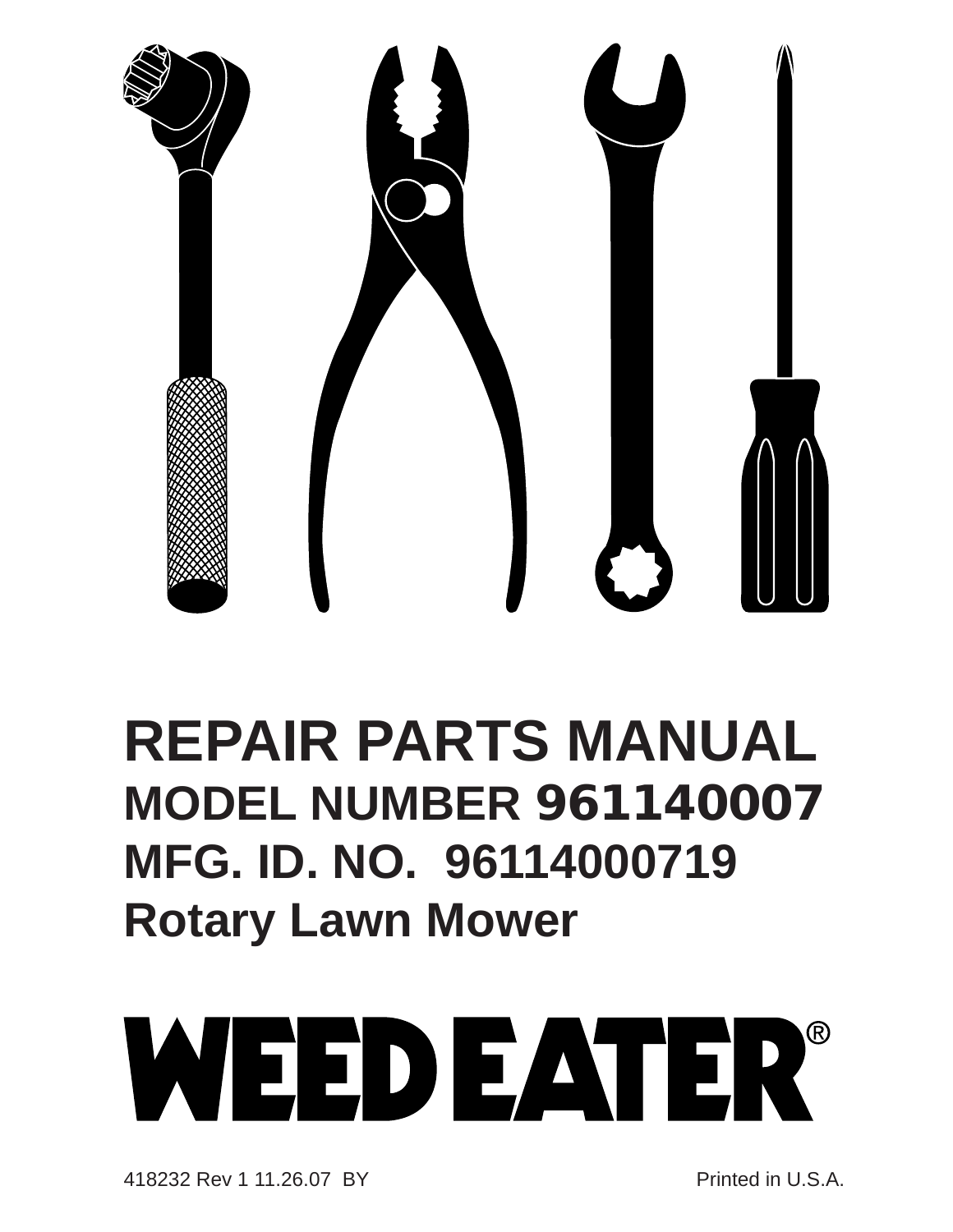# REPAIR PARTS MANUAL

## MODEL NUMBER 961140007

## MFG. ID. NO. 96114000719

## Rotary Lawn Mower

# WEED EATER®

418232 Rev 1 11.26.07 BY

Printed in U.S.A.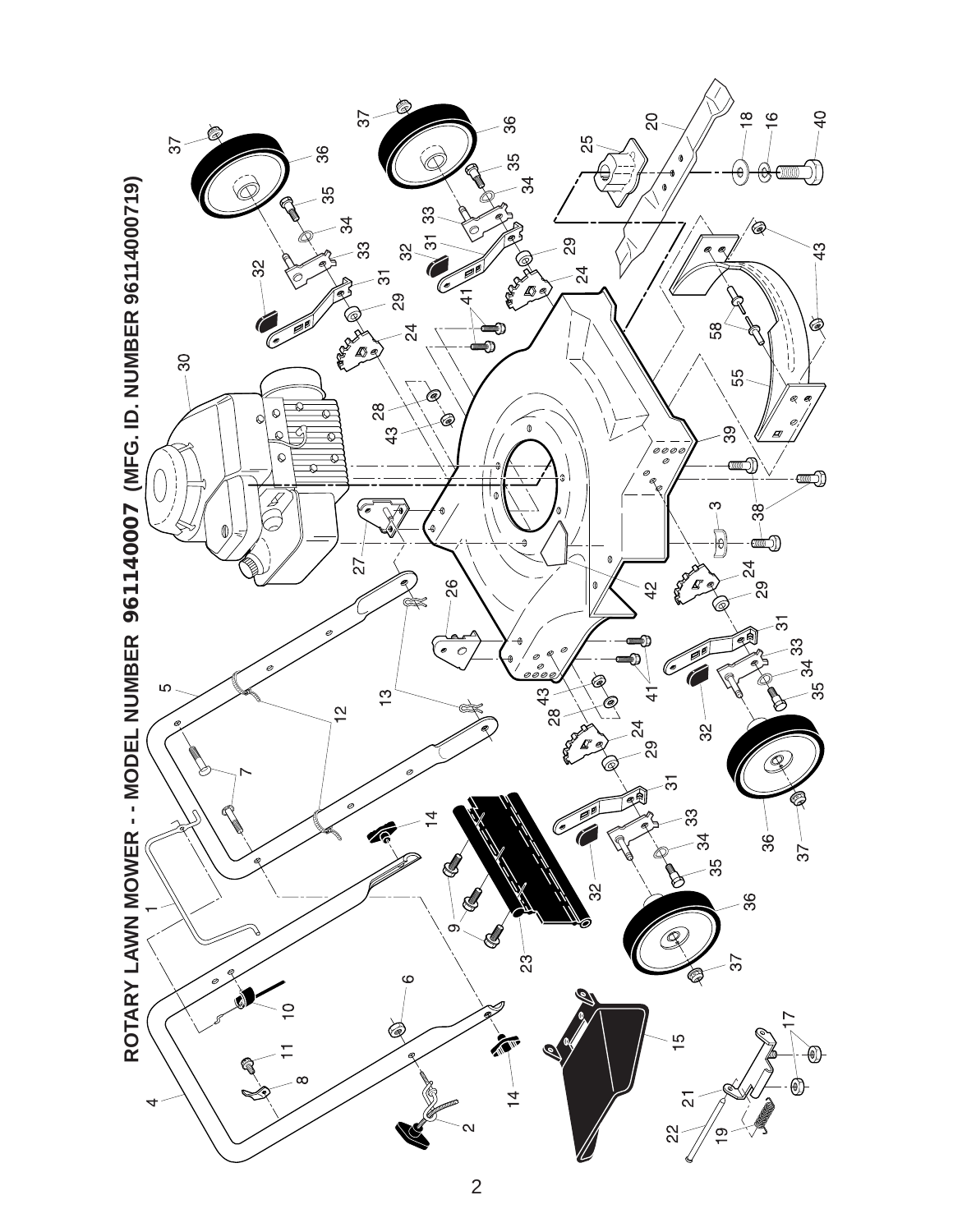# ROTARY LAWN MOWER - - MODEL NUMBER 961140007 (MFG. ID. NUMBER 96114000719)

1
2
3
4
5
6
7
8
9
10
11
12
13
14
15
16
17
18
19
20
21
22
23
24
25
26
27
28
29
30
31
32
33
34
35
36
37
38
39
40
41
42
43
55
58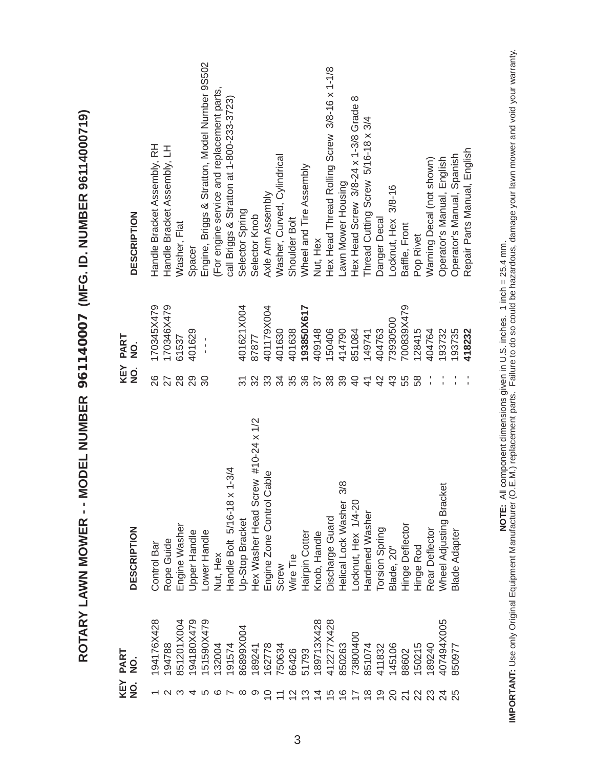# ROTARY LAWN MOWER - - MODEL NUMBER 961140007 (MFG. ID. NUMBER 96114000719)

| KEY NO. | PART NO. | DESCRIPTION |
|---|---|---|
| 1 | 194176X428 | Control Bar |
| 2 | 194788 | Rope Guide |
| 3 | 851201X004 | Engine Washer |
| 4 | 194180X479 | Upper Handle |
| 5 | 151590X479 | Lower Handle |
| 6 | 132004 | Nut, Hex |
| 7 | 191574 | Handle Bolt 5/16-18 x 1-3/4 |
| 8 | 86899X004 | Up-Stop Bracket |
| 9 | 189241 | Hex Washer Head Screw #10-24 x 1/2 |
| 10 | 162778 | Engine Zone Control Cable |
| 11 | 750634 | Screw |
| 12 | 66426 | Wire Tie |
| 13 | 51793 | Hairpin Cotter |
| 14 | 189713X428 | Knob, Handle |
| 15 | 412277X428 | Discharge Guard |
| 16 | 850263 | Helical Lock Washer 3/8 |
| 17 | 73800400 | Locknut, Hex 1/4-20 |
| 18 | 851074 | Hardened Washer |
| 19 | 411832 | Torsion Spring |
| 20 | 145106 | Blade, 20" |
| 21 | 88602 | Hinge Deflector |
| 22 | 150215 | Hinge Rod |
| 23 | 189240 | Rear Deflector |
| 24 | 407494X005 | Wheel Adjusting Bracket |
| 25 | 850977 | Blade Adapter |

| KEY NO. | PART NO. | DESCRIPTION |
|---|---|---|
| 26 | 170345X479 | Handle Bracket Assembly, RH |
| 27 | 170346X479 | Handle Bracket Assembly, LH |
| 28 | 61537 | Washer, Flat |
| 29 | 401629 | Spacer |
| 30 | - - - | Engine, Briggs & Stratton, Model Number 9S502 (For engine service and replacement parts, call Briggs & Stratton at 1-800-233-3723) |
| 31 | 401621X004 | Selector Spring |
| 32 | 87877 | Selector Knob |
| 33 | 401179X004 | Axle Arm Assembly |
| 34 | 401630 | Washer, Curved, Cylindrical |
| 35 | 401638 | Shoulder Bolt |
| 36 | **193850X617** | Wheel and Tire Assembly |
| 37 | 409148 | Nut, Hex |
| 38 | 150406 | Hex Head Thread Rolling Screw 3/8-16 x 1-1/8 |
| 39 | 414790 | Lawn Mower Housing |
| 40 | 851084 | Hex Head Screw 3/8-24 x 1-3/8 Grade 8 |
| 41 | 149741 | Thread Cutting Screw 5/16-18 x 3/4 |
| 42 | 404763 | Danger Decal |
| 43 | 73930500 | Locknut, Hex 3/8-16 |
| 55 | 700839X479 | Baffle, Front |
| 58 | 128415 | Pop Rivet |
| - - | 404764 | Warning Decal (not shown) |
| - - | 193732 | Operator's Manual, English |
| - - | 193735 | Operator's Manual, Spanish |
| - - | **418232** | Repair Parts Manual, English |

**NOTE:** All component dimensions given in U.S. inches. 1 inch = 25.4 mm.

**IMPORTANT:** Use only Original Equipment Manufacturer (O.E.M.) replacement parts. Failure to do so could be hazardous, damage your lawn mower and void your warranty.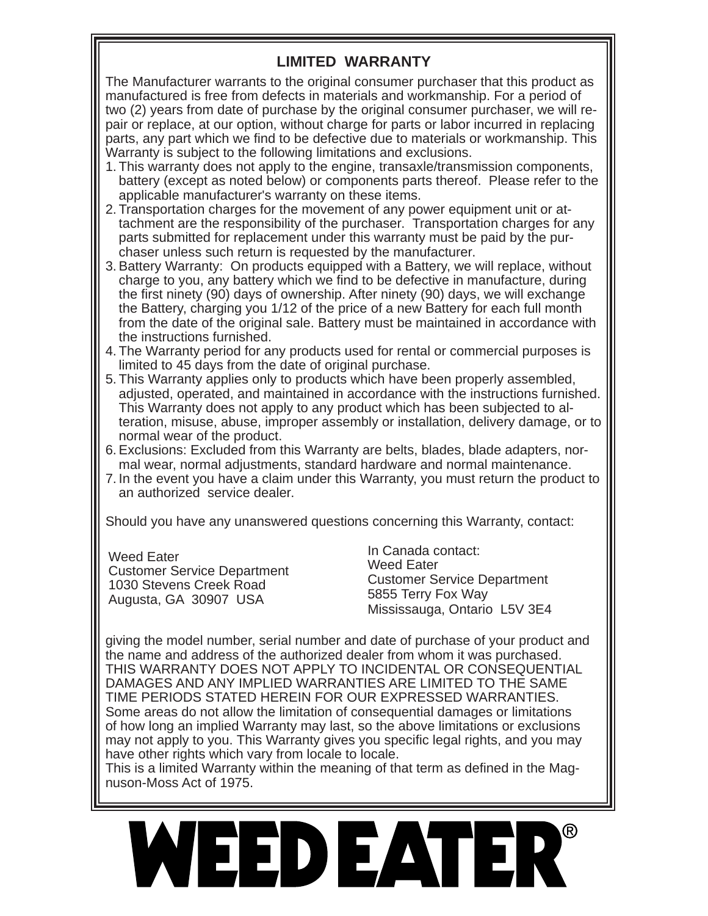## LIMITED WARRANTY

The Manufacturer warrants to the original consumer purchaser that this product as manufactured is free from defects in materials and workmanship. For a period of two (2) years from date of purchase by the original consumer purchaser, we will repair or replace, at our option, without charge for parts or labor incurred in replacing parts, any part which we find to be defective due to materials or workmanship. This Warranty is subject to the following limitations and exclusions.

1. This warranty does not apply to the engine, transaxle/transmission components, battery (except as noted below) or components parts thereof. Please refer to the applicable manufacturer's warranty on these items.
2. Transportation charges for the movement of any power equipment unit or attachment are the responsibility of the purchaser. Transportation charges for any parts submitted for replacement under this warranty must be paid by the purchaser unless such return is requested by the manufacturer.
3. Battery Warranty: On products equipped with a Battery, we will replace, without charge to you, any battery which we find to be defective in manufacture, during the first ninety (90) days of ownership. After ninety (90) days, we will exchange the Battery, charging you 1/12 of the price of a new Battery for each full month from the date of the original sale. Battery must be maintained in accordance with the instructions furnished.
4. The Warranty period for any products used for rental or commercial purposes is limited to 45 days from the date of original purchase.
5. This Warranty applies only to products which have been properly assembled, adjusted, operated, and maintained in accordance with the instructions furnished. This Warranty does not apply to any product which has been subjected to alteration, misuse, abuse, improper assembly or installation, delivery damage, or to normal wear of the product.
6. Exclusions: Excluded from this Warranty are belts, blades, blade adapters, normal wear, normal adjustments, standard hardware and normal maintenance.
7. In the event you have a claim under this Warranty, you must return the product to an authorized service dealer.

Should you have any unanswered questions concerning this Warranty, contact:

Weed Eater
Customer Service Department
1030 Stevens Creek Road
Augusta, GA 30907 USA

In Canada contact:
Weed Eater
Customer Service Department
5855 Terry Fox Way
Mississauga, Ontario L5V 3E4

giving the model number, serial number and date of purchase of your product and the name and address of the authorized dealer from whom it was purchased.
THIS WARRANTY DOES NOT APPLY TO INCIDENTAL OR CONSEQUENTIAL DAMAGES AND ANY IMPLIED WARRANTIES ARE LIMITED TO THE SAME TIME PERIODS STATED HEREIN FOR OUR EXPRESSED WARRANTIES.
Some areas do not allow the limitation of consequential damages or limitations of how long an implied Warranty may last, so the above limitations or exclusions may not apply to you. This Warranty gives you specific legal rights, and you may have other rights which vary from locale to locale.
This is a limited Warranty within the meaning of that term as defined in the Magnuson-Moss Act of 1975.

**WEED EATER®**